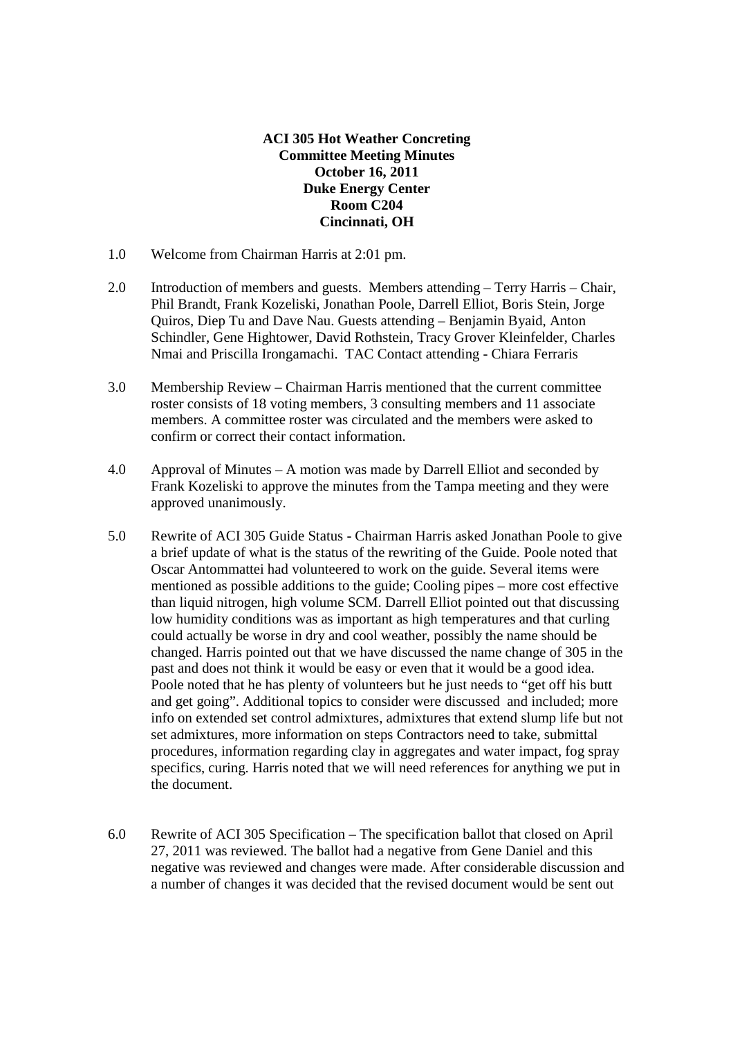**ACI 305 Hot Weather Concreting**
**Committee Meeting Minutes**
**October 16, 2011**
**Duke Energy Center**
**Room C204**
**Cincinnati, OH**

1.0 Welcome from Chairman Harris at 2:01 pm.

2.0 Introduction of members and guests. Members attending – Terry Harris – Chair, Phil Brandt, Frank Kozeliski, Jonathan Poole, Darrell Elliot, Boris Stein, Jorge Quiros, Diep Tu and Dave Nau. Guests attending – Benjamin Byaid, Anton Schindler, Gene Hightower, David Rothstein, Tracy Grover Kleinfelder, Charles Nmai and Priscilla Irongamachi. TAC Contact attending - Chiara Ferraris

3.0 Membership Review – Chairman Harris mentioned that the current committee roster consists of 18 voting members, 3 consulting members and 11 associate members. A committee roster was circulated and the members were asked to confirm or correct their contact information.

4.0 Approval of Minutes – A motion was made by Darrell Elliot and seconded by Frank Kozeliski to approve the minutes from the Tampa meeting and they were approved unanimously.

5.0 Rewrite of ACI 305 Guide Status - Chairman Harris asked Jonathan Poole to give a brief update of what is the status of the rewriting of the Guide. Poole noted that Oscar Antommattei had volunteered to work on the guide. Several items were mentioned as possible additions to the guide; Cooling pipes – more cost effective than liquid nitrogen, high volume SCM. Darrell Elliot pointed out that discussing low humidity conditions was as important as high temperatures and that curling could actually be worse in dry and cool weather, possibly the name should be changed. Harris pointed out that we have discussed the name change of 305 in the past and does not think it would be easy or even that it would be a good idea. Poole noted that he has plenty of volunteers but he just needs to "get off his butt and get going". Additional topics to consider were discussed and included; more info on extended set control admixtures, admixtures that extend slump life but not set admixtures, more information on steps Contractors need to take, submittal procedures, information regarding clay in aggregates and water impact, fog spray specifics, curing. Harris noted that we will need references for anything we put in the document.

6.0 Rewrite of ACI 305 Specification – The specification ballot that closed on April 27, 2011 was reviewed. The ballot had a negative from Gene Daniel and this negative was reviewed and changes were made. After considerable discussion and a number of changes it was decided that the revised document would be sent out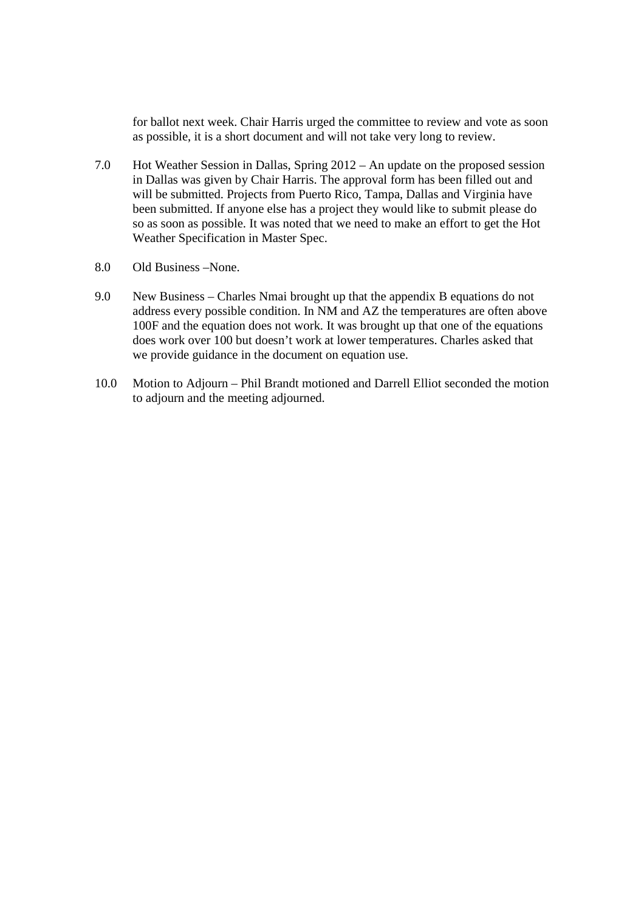for ballot next week. Chair Harris urged the committee to review and vote as soon as possible, it is a short document and will not take very long to review.

7.0 Hot Weather Session in Dallas, Spring 2012 – An update on the proposed session in Dallas was given by Chair Harris. The approval form has been filled out and will be submitted. Projects from Puerto Rico, Tampa, Dallas and Virginia have been submitted. If anyone else has a project they would like to submit please do so as soon as possible. It was noted that we need to make an effort to get the Hot Weather Specification in Master Spec.

8.0 Old Business –None.

9.0 New Business – Charles Nmai brought up that the appendix B equations do not address every possible condition. In NM and AZ the temperatures are often above 100F and the equation does not work. It was brought up that one of the equations does work over 100 but doesn't work at lower temperatures. Charles asked that we provide guidance in the document on equation use.

10.0 Motion to Adjourn – Phil Brandt motioned and Darrell Elliot seconded the motion to adjourn and the meeting adjourned.